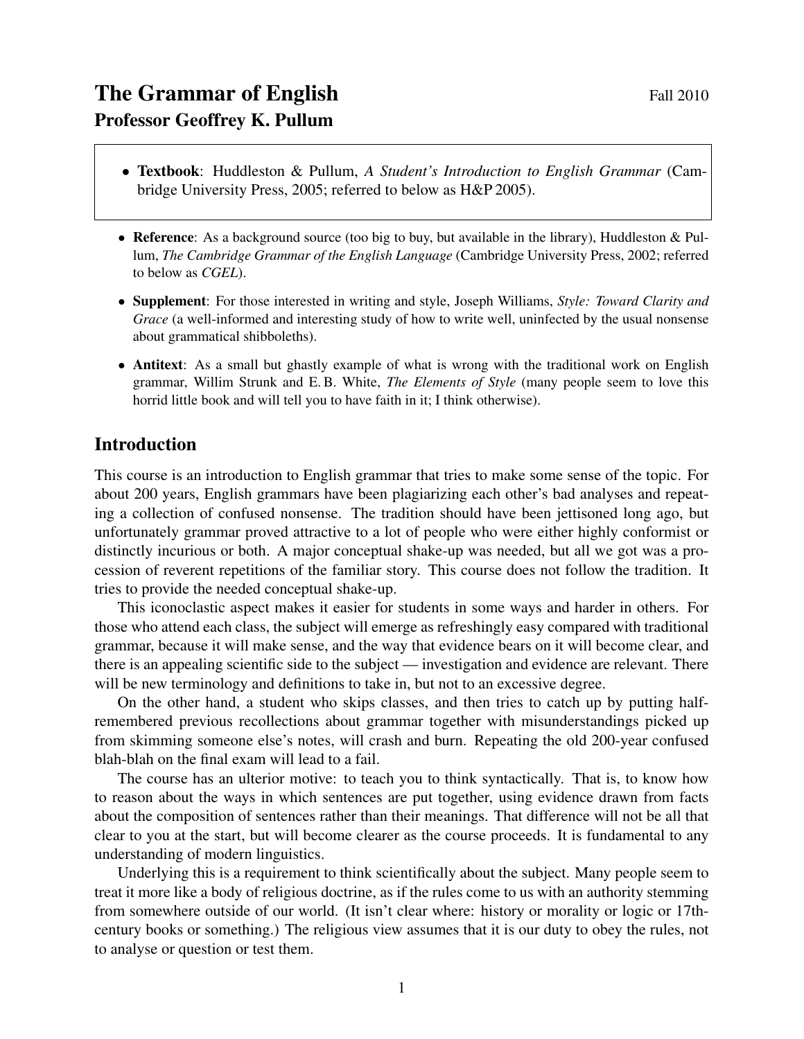# The Grammar of English

Fall 2010

## Professor Geoffrey K. Pullum

- **Textbook**: Huddleston & Pullum, *A Student's Introduction to English Grammar* (Cambridge University Press, 2005; referred to below as H&P 2005).

- **Reference**: As a background source (too big to buy, but available in the library), Huddleston & Pullum, *The Cambridge Grammar of the English Language* (Cambridge University Press, 2002; referred to below as *CGEL*).
- **Supplement**: For those interested in writing and style, Joseph Williams, *Style: Toward Clarity and Grace* (a well-informed and interesting study of how to write well, uninfected by the usual nonsense about grammatical shibboleths).
- **Antitext**: As a small but ghastly example of what is wrong with the traditional work on English grammar, Willim Strunk and E. B. White, *The Elements of Style* (many people seem to love this horrid little book and will tell you to have faith in it; I think otherwise).

## Introduction

This course is an introduction to English grammar that tries to make some sense of the topic. For about 200 years, English grammars have been plagiarizing each other's bad analyses and repeating a collection of confused nonsense. The tradition should have been jettisoned long ago, but unfortunately grammar proved attractive to a lot of people who were either highly conformist or distinctly incurious or both. A major conceptual shake-up was needed, but all we got was a procession of reverent repetitions of the familiar story. This course does not follow the tradition. It tries to provide the needed conceptual shake-up.

This iconoclastic aspect makes it easier for students in some ways and harder in others. For those who attend each class, the subject will emerge as refreshingly easy compared with traditional grammar, because it will make sense, and the way that evidence bears on it will become clear, and there is an appealing scientific side to the subject — investigation and evidence are relevant. There will be new terminology and definitions to take in, but not to an excessive degree.

On the other hand, a student who skips classes, and then tries to catch up by putting half-remembered previous recollections about grammar together with misunderstandings picked up from skimming someone else's notes, will crash and burn. Repeating the old 200-year confused blah-blah on the final exam will lead to a fail.

The course has an ulterior motive: to teach you to think syntactically. That is, to know how to reason about the ways in which sentences are put together, using evidence drawn from facts about the composition of sentences rather than their meanings. That difference will not be all that clear to you at the start, but will become clearer as the course proceeds. It is fundamental to any understanding of modern linguistics.

Underlying this is a requirement to think scientifically about the subject. Many people seem to treat it more like a body of religious doctrine, as if the rules come to us with an authority stemming from somewhere outside of our world. (It isn't clear where: history or morality or logic or 17th-century books or something.) The religious view assumes that it is our duty to obey the rules, not to analyse or question or test them.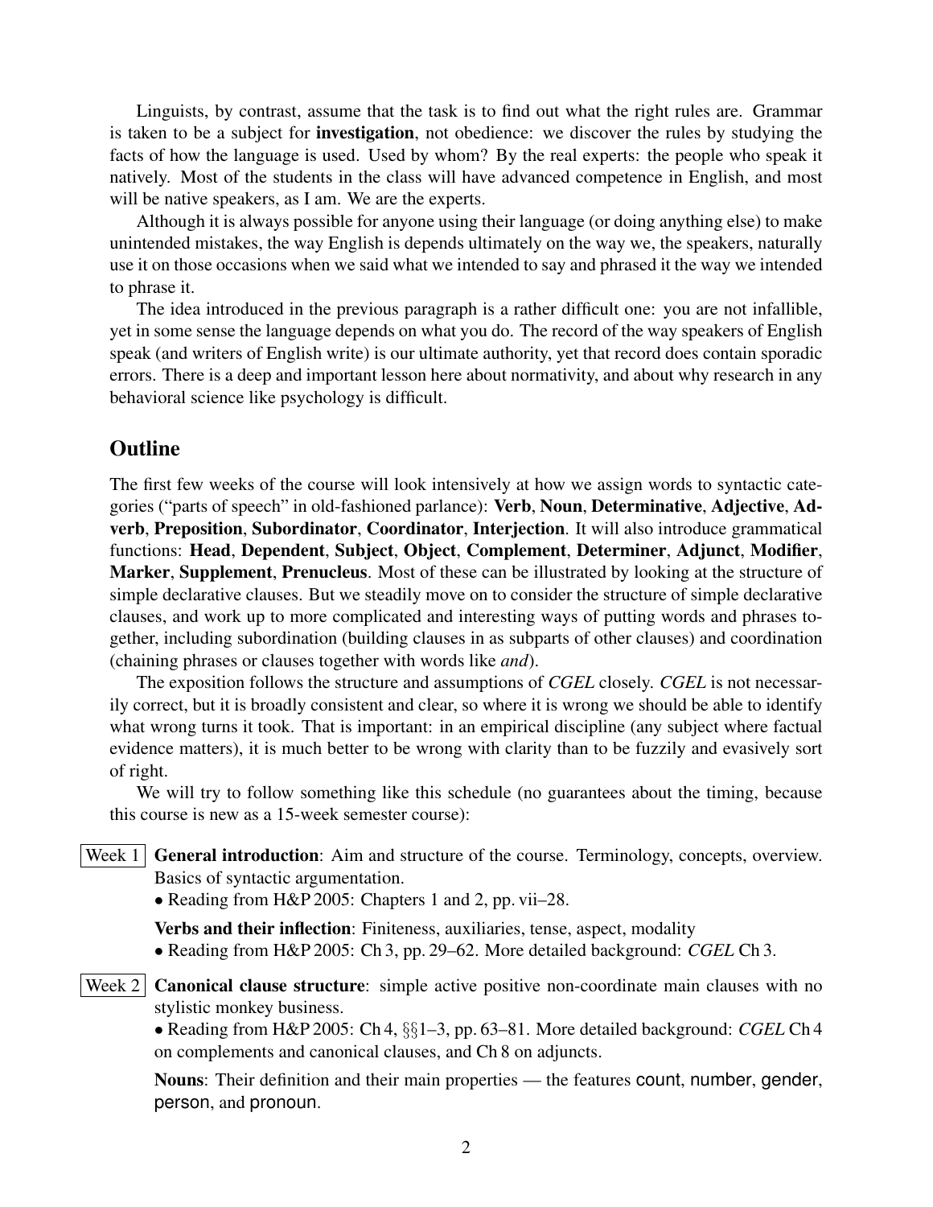Linguists, by contrast, assume that the task is to find out what the right rules are. Grammar is taken to be a subject for **investigation**, not obedience: we discover the rules by studying the facts of how the language is used. Used by whom? By the real experts: the people who speak it natively. Most of the students in the class will have advanced competence in English, and most will be native speakers, as I am. We are the experts.

Although it is always possible for anyone using their language (or doing anything else) to make unintended mistakes, the way English is depends ultimately on the way we, the speakers, naturally use it on those occasions when we said what we intended to say and phrased it the way we intended to phrase it.

The idea introduced in the previous paragraph is a rather difficult one: you are not infallible, yet in some sense the language depends on what you do. The record of the way speakers of English speak (and writers of English write) is our ultimate authority, yet that record does contain sporadic errors. There is a deep and important lesson here about normativity, and about why research in any behavioral science like psychology is difficult.

## Outline

The first few weeks of the course will look intensively at how we assign words to syntactic categories ("parts of speech" in old-fashioned parlance): **Verb**, **Noun**, **Determinative**, **Adjective**, **Adverb**, **Preposition**, **Subordinator**, **Coordinator**, **Interjection**. It will also introduce grammatical functions: **Head**, **Dependent**, **Subject**, **Object**, **Complement**, **Determiner**, **Adjunct**, **Modifier**, **Marker**, **Supplement**, **Prenucleus**. Most of these can be illustrated by looking at the structure of simple declarative clauses. But we steadily move on to consider the structure of simple declarative clauses, and work up to more complicated and interesting ways of putting words and phrases together, including subordination (building clauses in as subparts of other clauses) and coordination (chaining phrases or clauses together with words like *and*).

The exposition follows the structure and assumptions of *CGEL* closely. *CGEL* is not necessarily correct, but it is broadly consistent and clear, so where it is wrong we should be able to identify what wrong turns it took. That is important: in an empirical discipline (any subject where factual evidence matters), it is much better to be wrong with clarity than to be fuzzily and evasively sort of right.

We will try to follow something like this schedule (no guarantees about the timing, because this course is new as a 15-week semester course):

**Week 1** **General introduction**: Aim and structure of the course. Terminology, concepts, overview. Basics of syntactic argumentation.

- Reading from H&P 2005: Chapters 1 and 2, pp. vii–28.

**Verbs and their inflection**: Finiteness, auxiliaries, tense, aspect, modality

- Reading from H&P 2005: Ch 3, pp. 29–62. More detailed background: *CGEL* Ch 3.

**Week 2** **Canonical clause structure**: simple active positive non-coordinate main clauses with no stylistic monkey business.

- Reading from H&P 2005: Ch 4, §§1–3, pp. 63–81. More detailed background: *CGEL* Ch 4 on complements and canonical clauses, and Ch 8 on adjuncts.

**Nouns**: Their definition and their main properties — the features count, number, gender, person, and pronoun.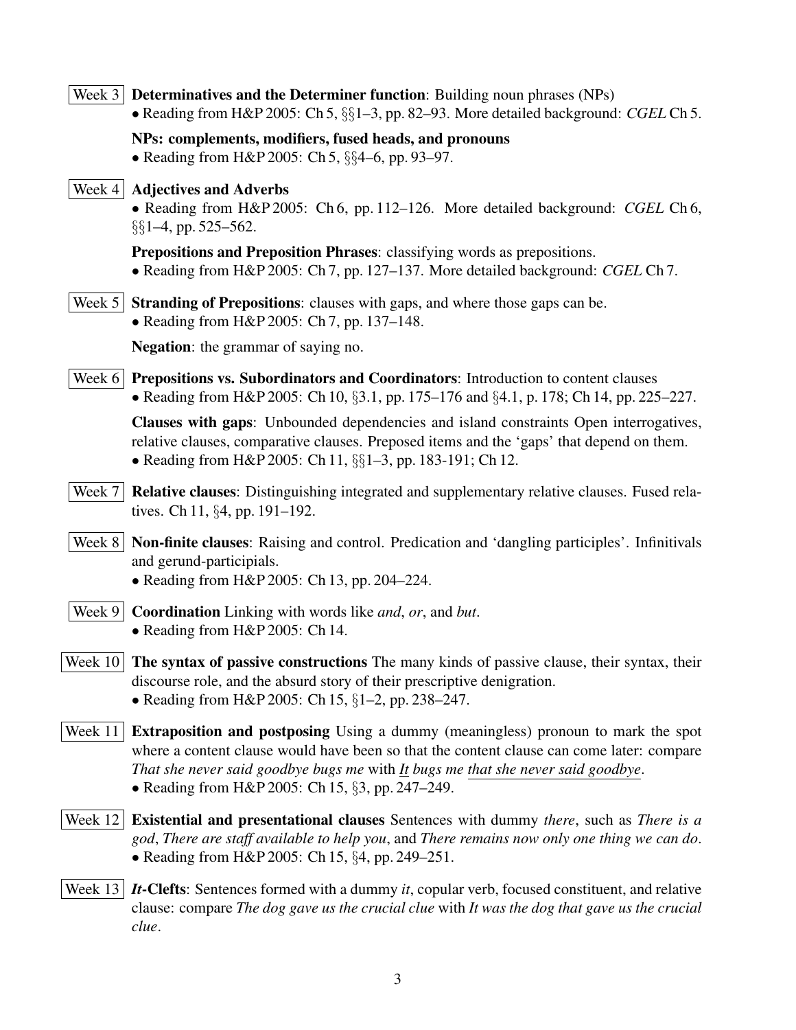**Week 3** **Determinatives and the Determiner function**: Building noun phrases (NPs)

- Reading from H&P 2005: Ch 5, §§1–3, pp. 82–93. More detailed background: *CGEL* Ch 5.

**NPs: complements, modifiers, fused heads, and pronouns**

- Reading from H&P 2005: Ch 5, §§4–6, pp. 93–97.

**Week 4** **Adjectives and Adverbs**

- Reading from H&P 2005: Ch 6, pp. 112–126. More detailed background: *CGEL* Ch 6, §§1–4, pp. 525–562.

**Prepositions and Preposition Phrases**: classifying words as prepositions.

- Reading from H&P 2005: Ch 7, pp. 127–137. More detailed background: *CGEL* Ch 7.

**Week 5** **Stranding of Prepositions**: clauses with gaps, and where those gaps can be.

- Reading from H&P 2005: Ch 7, pp. 137–148.

**Negation**: the grammar of saying no.

**Week 6** **Prepositions vs. Subordinators and Coordinators**: Introduction to content clauses

- Reading from H&P 2005: Ch 10, §3.1, pp. 175–176 and §4.1, p. 178; Ch 14, pp. 225–227.

**Clauses with gaps**: Unbounded dependencies and island constraints Open interrogatives, relative clauses, comparative clauses. Preposed items and the 'gaps' that depend on them.

- Reading from H&P 2005: Ch 11, §§1–3, pp. 183-191; Ch 12.

**Week 7** **Relative clauses**: Distinguishing integrated and supplementary relative clauses. Fused relatives. Ch 11, §4, pp. 191–192.

**Week 8** **Non-finite clauses**: Raising and control. Predication and 'dangling participles'. Infinitivals and gerund-participials.

- Reading from H&P 2005: Ch 13, pp. 204–224.

**Week 9** **Coordination** Linking with words like *and*, *or*, and *but*.

- Reading from H&P 2005: Ch 14.

**Week 10** **The syntax of passive constructions** The many kinds of passive clause, their syntax, their discourse role, and the absurd story of their prescriptive denigration.

- Reading from H&P 2005: Ch 15, §1–2, pp. 238–247.

**Week 11** **Extraposition and postposing** Using a dummy (meaningless) pronoun to mark the spot where a content clause would have been so that the content clause can come later: compare *That she never said goodbye bugs me* with *It bugs me that she never said goodbye*.

- Reading from H&P 2005: Ch 15, §3, pp. 247–249.

**Week 12** **Existential and presentational clauses** Sentences with dummy *there*, such as *There is a god*, *There are staff available to help you*, and *There remains now only one thing we can do*.

- Reading from H&P 2005: Ch 15, §4, pp. 249–251.

**Week 13** ***It*-Clefts**: Sentences formed with a dummy *it*, copular verb, focused constituent, and relative clause: compare *The dog gave us the crucial clue* with *It was the dog that gave us the crucial clue*.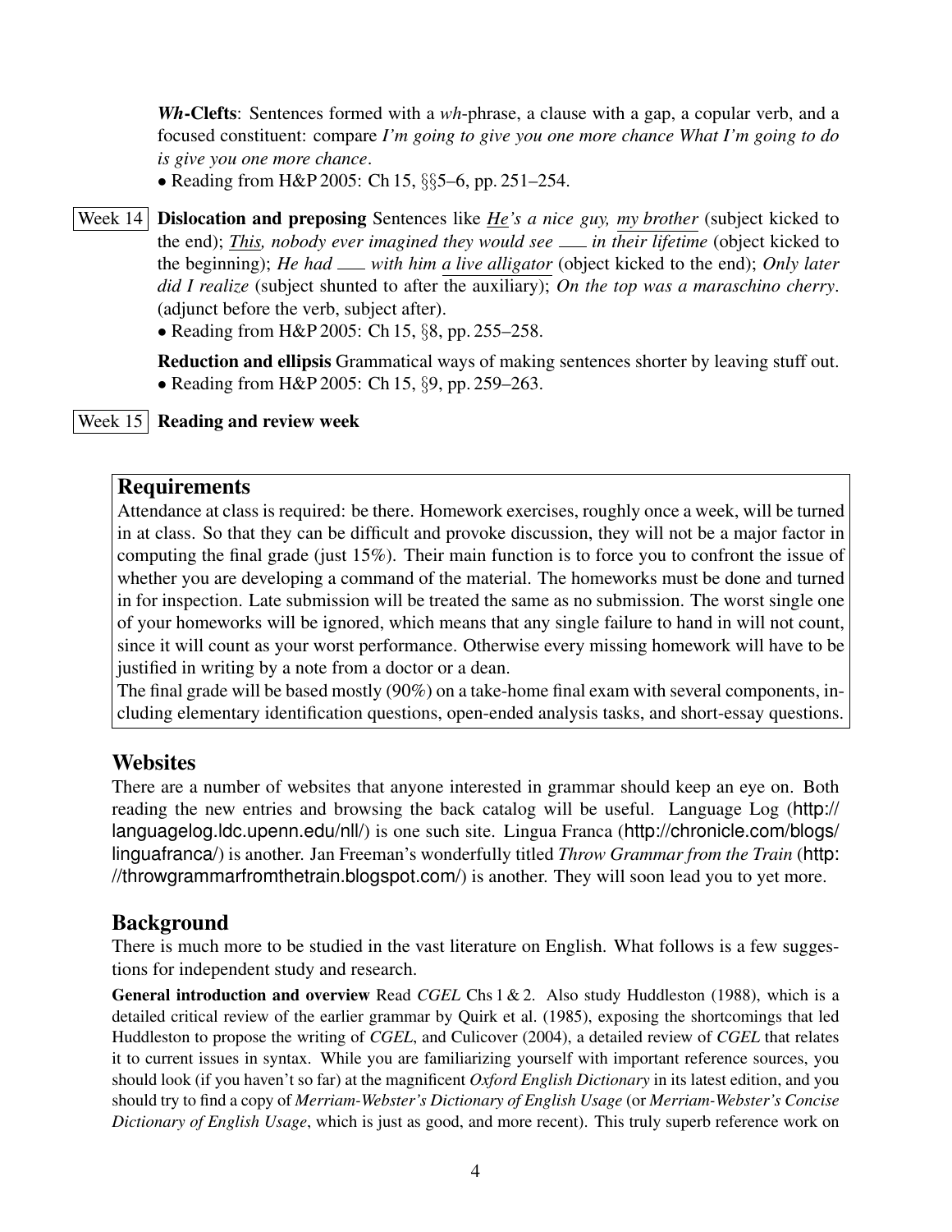***Wh*-Clefts**: Sentences formed with a *wh*-phrase, a clause with a gap, a copular verb, and a focused constituent: compare *I'm going to give you one more chance What I'm going to do is give you one more chance*.

- Reading from H&P 2005: Ch 15, §§5–6, pp. 251–254.

Week 14 **Dislocation and preposing** Sentences like ***He**'s a nice guy, my brother* (subject kicked to the end); *This, nobody ever imagined they would see ___ in their lifetime* (object kicked to the beginning); *He had ___ with him a live alligator* (object kicked to the end); *Only later did I realize* (subject shunted to after the auxiliary); *On the top was a maraschino cherry*. (adjunct before the verb, subject after).

- Reading from H&P 2005: Ch 15, §8, pp. 255–258.

**Reduction and ellipsis** Grammatical ways of making sentences shorter by leaving stuff out.

- Reading from H&P 2005: Ch 15, §9, pp. 259–263.

Week 15 **Reading and review week**

## Requirements

Attendance at class is required: be there. Homework exercises, roughly once a week, will be turned in at class. So that they can be difficult and provoke discussion, they will not be a major factor in computing the final grade (just 15%). Their main function is to force you to confront the issue of whether you are developing a command of the material. The homeworks must be done and turned in for inspection. Late submission will be treated the same as no submission. The worst single one of your homeworks will be ignored, which means that any single failure to hand in will not count, since it will count as your worst performance. Otherwise every missing homework will have to be justified in writing by a note from a doctor or a dean.

The final grade will be based mostly (90%) on a take-home final exam with several components, including elementary identification questions, open-ended analysis tasks, and short-essay questions.

## Websites

There are a number of websites that anyone interested in grammar should keep an eye on. Both reading the new entries and browsing the back catalog will be useful. Language Log (http://languagelog.ldc.upenn.edu/nll/) is one such site. Lingua Franca (http://chronicle.com/blogs/linguafranca/) is another. Jan Freeman's wonderfully titled *Throw Grammar from the Train* (http://throwgrammarfromthetrain.blogspot.com/) is another. They will soon lead you to yet more.

## Background

There is much more to be studied in the vast literature on English. What follows is a few suggestions for independent study and research.

**General introduction and overview** Read *CGEL* Chs 1 & 2. Also study Huddleston (1988), which is a detailed critical review of the earlier grammar by Quirk et al. (1985), exposing the shortcomings that led Huddleston to propose the writing of *CGEL*, and Culicover (2004), a detailed review of *CGEL* that relates it to current issues in syntax. While you are familiarizing yourself with important reference sources, you should look (if you haven't so far) at the magnificent *Oxford English Dictionary* in its latest edition, and you should try to find a copy of *Merriam-Webster's Dictionary of English Usage* (or *Merriam-Webster's Concise Dictionary of English Usage*, which is just as good, and more recent). This truly superb reference work on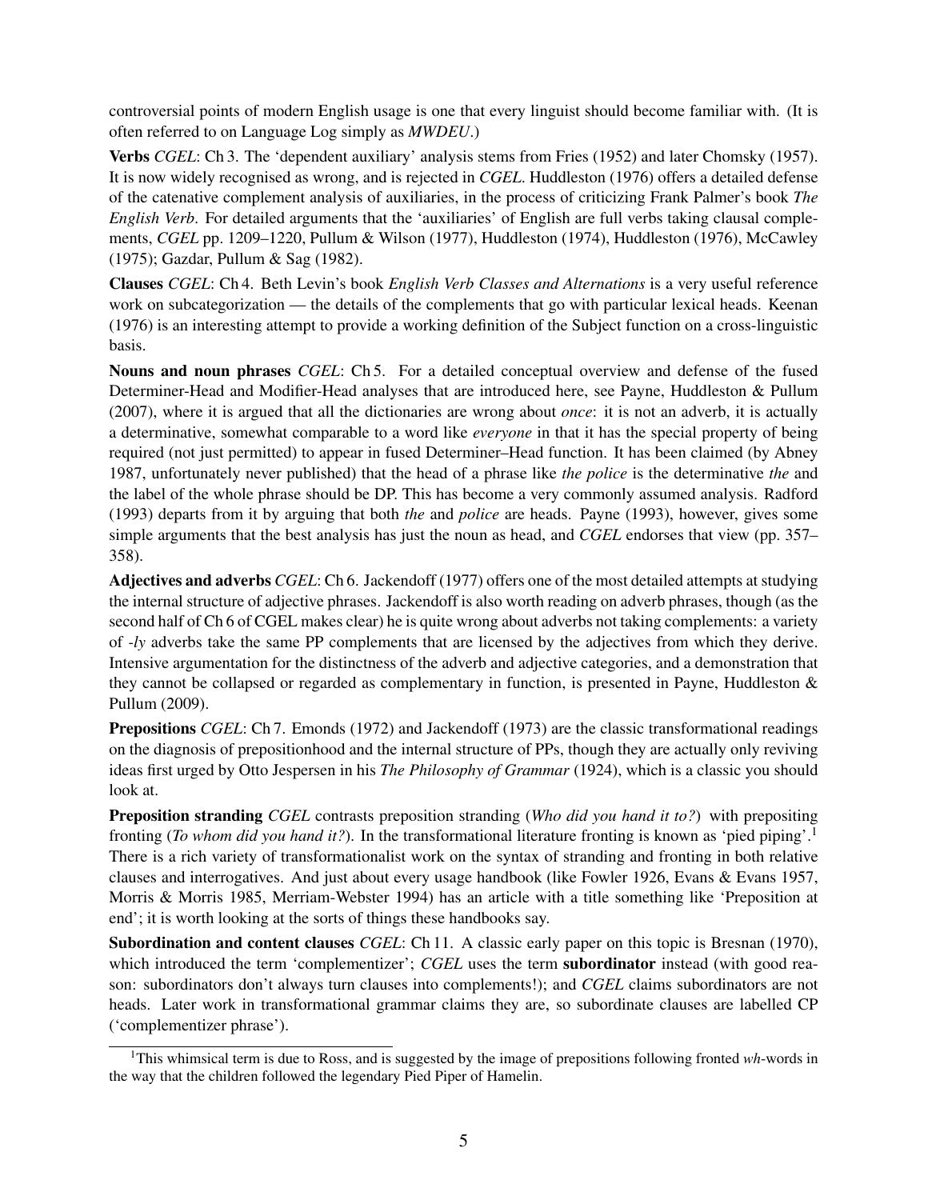controversial points of modern English usage is one that every linguist should become familiar with. (It is often referred to on Language Log simply as *MWDEU*.)

**Verbs** *CGEL*: Ch 3. The 'dependent auxiliary' analysis stems from Fries (1952) and later Chomsky (1957). It is now widely recognised as wrong, and is rejected in *CGEL*. Huddleston (1976) offers a detailed defense of the catenative complement analysis of auxiliaries, in the process of criticizing Frank Palmer's book *The English Verb*. For detailed arguments that the 'auxiliaries' of English are full verbs taking clausal complements, *CGEL* pp. 1209–1220, Pullum & Wilson (1977), Huddleston (1974), Huddleston (1976), McCawley (1975); Gazdar, Pullum & Sag (1982).

**Clauses** *CGEL*: Ch 4. Beth Levin's book *English Verb Classes and Alternations* is a very useful reference work on subcategorization — the details of the complements that go with particular lexical heads. Keenan (1976) is an interesting attempt to provide a working definition of the Subject function on a cross-linguistic basis.

**Nouns and noun phrases** *CGEL*: Ch 5. For a detailed conceptual overview and defense of the fused Determiner-Head and Modifier-Head analyses that are introduced here, see Payne, Huddleston & Pullum (2007), where it is argued that all the dictionaries are wrong about *once*: it is not an adverb, it is actually a determinative, somewhat comparable to a word like *everyone* in that it has the special property of being required (not just permitted) to appear in fused Determiner–Head function. It has been claimed (by Abney 1987, unfortunately never published) that the head of a phrase like *the police* is the determinative *the* and the label of the whole phrase should be DP. This has become a very commonly assumed analysis. Radford (1993) departs from it by arguing that both *the* and *police* are heads. Payne (1993), however, gives some simple arguments that the best analysis has just the noun as head, and *CGEL* endorses that view (pp. 357–358).

**Adjectives and adverbs** *CGEL*: Ch 6. Jackendoff (1977) offers one of the most detailed attempts at studying the internal structure of adjective phrases. Jackendoff is also worth reading on adverb phrases, though (as the second half of Ch 6 of CGEL makes clear) he is quite wrong about adverbs not taking complements: a variety of *-ly* adverbs take the same PP complements that are licensed by the adjectives from which they derive. Intensive argumentation for the distinctness of the adverb and adjective categories, and a demonstration that they cannot be collapsed or regarded as complementary in function, is presented in Payne, Huddleston & Pullum (2009).

**Prepositions** *CGEL*: Ch 7. Emonds (1972) and Jackendoff (1973) are the classic transformational readings on the diagnosis of prepositionhood and the internal structure of PPs, though they are actually only reviving ideas first urged by Otto Jespersen in his *The Philosophy of Grammar* (1924), which is a classic you should look at.

**Preposition stranding** *CGEL* contrasts preposition stranding (*Who did you hand it to?*) with prepositing fronting (*To whom did you hand it?*). In the transformational literature fronting is known as 'pied piping'.[1] There is a rich variety of transformationalist work on the syntax of stranding and fronting in both relative clauses and interrogatives. And just about every usage handbook (like Fowler 1926, Evans & Evans 1957, Morris & Morris 1985, Merriam-Webster 1994) has an article with a title something like 'Preposition at end'; it is worth looking at the sorts of things these handbooks say.

**Subordination and content clauses** *CGEL*: Ch 11. A classic early paper on this topic is Bresnan (1970), which introduced the term 'complementizer'; *CGEL* uses the term **subordinator** instead (with good reason: subordinators don't always turn clauses into complements!); and *CGEL* claims subordinators are not heads. Later work in transformational grammar claims they are, so subordinate clauses are labelled CP ('complementizer phrase').

[1] This whimsical term is due to Ross, and is suggested by the image of prepositions following fronted *wh*-words in the way that the children followed the legendary Pied Piper of Hamelin.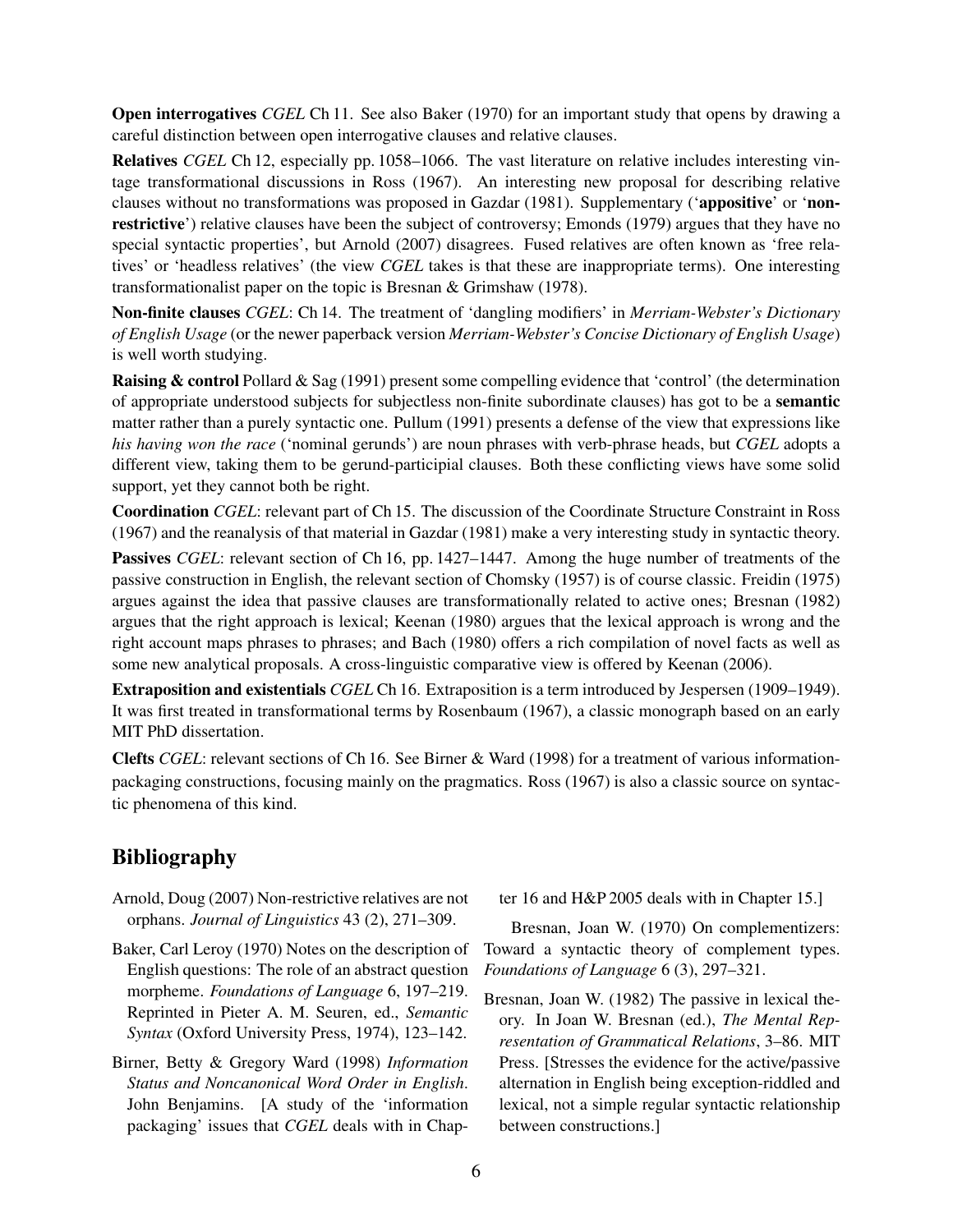**Open interrogatives** *CGEL* Ch 11. See also Baker (1970) for an important study that opens by drawing a careful distinction between open interrogative clauses and relative clauses.

**Relatives** *CGEL* Ch 12, especially pp. 1058–1066. The vast literature on relative includes interesting vintage transformational discussions in Ross (1967). An interesting new proposal for describing relative clauses without no transformations was proposed in Gazdar (1981). Supplementary ('**appositive**' or '**non-restrictive**') relative clauses have been the subject of controversy; Emonds (1979) argues that they have no special syntactic properties', but Arnold (2007) disagrees. Fused relatives are often known as 'free relatives' or 'headless relatives' (the view *CGEL* takes is that these are inappropriate terms). One interesting transformationalist paper on the topic is Bresnan & Grimshaw (1978).

**Non-finite clauses** *CGEL*: Ch 14. The treatment of 'dangling modifiers' in *Merriam-Webster's Dictionary of English Usage* (or the newer paperback version *Merriam-Webster's Concise Dictionary of English Usage*) is well worth studying.

**Raising & control** Pollard & Sag (1991) present some compelling evidence that 'control' (the determination of appropriate understood subjects for subjectless non-finite subordinate clauses) has got to be a **semantic** matter rather than a purely syntactic one. Pullum (1991) presents a defense of the view that expressions like *his having won the race* ('nominal gerunds') are noun phrases with verb-phrase heads, but *CGEL* adopts a different view, taking them to be gerund-participial clauses. Both these conflicting views have some solid support, yet they cannot both be right.

**Coordination** *CGEL*: relevant part of Ch 15. The discussion of the Coordinate Structure Constraint in Ross (1967) and the reanalysis of that material in Gazdar (1981) make a very interesting study in syntactic theory.

**Passives** *CGEL*: relevant section of Ch 16, pp. 1427–1447. Among the huge number of treatments of the passive construction in English, the relevant section of Chomsky (1957) is of course classic. Freidin (1975) argues against the idea that passive clauses are transformationally related to active ones; Bresnan (1982) argues that the right approach is lexical; Keenan (1980) argues that the lexical approach is wrong and the right account maps phrases to phrases; and Bach (1980) offers a rich compilation of novel facts as well as some new analytical proposals. A cross-linguistic comparative view is offered by Keenan (2006).

**Extraposition and existentials** *CGEL* Ch 16. Extraposition is a term introduced by Jespersen (1909–1949). It was first treated in transformational terms by Rosenbaum (1967), a classic monograph based on an early MIT PhD dissertation.

**Clefts** *CGEL*: relevant sections of Ch 16. See Birner & Ward (1998) for a treatment of various information-packaging constructions, focusing mainly on the pragmatics. Ross (1967) is also a classic source on syntactic phenomena of this kind.

## Bibliography

Arnold, Doug (2007) Non-restrictive relatives are not orphans. *Journal of Linguistics* 43 (2), 271–309.

Baker, Carl Leroy (1970) Notes on the description of English questions: The role of an abstract question morpheme. *Foundations of Language* 6, 197–219. Reprinted in Pieter A. M. Seuren, ed., *Semantic Syntax* (Oxford University Press, 1974), 123–142.

Birner, Betty & Gregory Ward (1998) *Information Status and Noncanonical Word Order in English*. John Benjamins. [A study of the 'information packaging' issues that *CGEL* deals with in Chapter 16 and H&P 2005 deals with in Chapter 15.]

Bresnan, Joan W. (1970) On complementizers: Toward a syntactic theory of complement types. *Foundations of Language* 6 (3), 297–321.

Bresnan, Joan W. (1982) The passive in lexical theory. In Joan W. Bresnan (ed.), *The Mental Representation of Grammatical Relations*, 3–86. MIT Press. [Stresses the evidence for the active/passive alternation in English being exception-riddled and lexical, not a simple regular syntactic relationship between constructions.]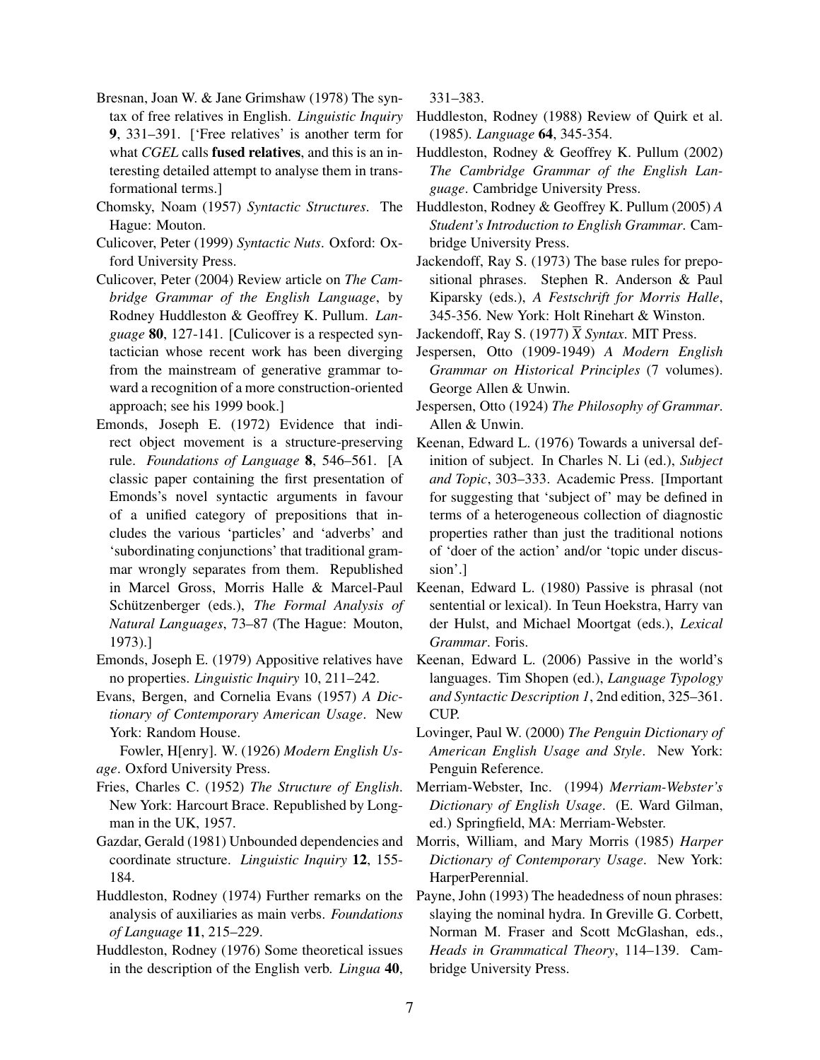Bresnan, Joan W. & Jane Grimshaw (1978) The syntax of free relatives in English. *Linguistic Inquiry* **9**, 331–391. ['Free relatives' is another term for what *CGEL* calls **fused relatives**, and this is an interesting detailed attempt to analyse them in transformational terms.]

Chomsky, Noam (1957) *Syntactic Structures*. The Hague: Mouton.

Culicover, Peter (1999) *Syntactic Nuts*. Oxford: Oxford University Press.

Culicover, Peter (2004) Review article on *The Cambridge Grammar of the English Language*, by Rodney Huddleston & Geoffrey K. Pullum. *Language* **80**, 127-141. [Culicover is a respected syntactician whose recent work has been diverging from the mainstream of generative grammar toward a recognition of a more construction-oriented approach; see his 1999 book.]

Emonds, Joseph E. (1972) Evidence that indirect object movement is a structure-preserving rule. *Foundations of Language* **8**, 546–561. [A classic paper containing the first presentation of Emonds's novel syntactic arguments in favour of a unified category of prepositions that includes the various 'particles' and 'adverbs' and 'subordinating conjunctions' that traditional grammar wrongly separates from them. Republished in Marcel Gross, Morris Halle & Marcel-Paul Schützenberger (eds.), *The Formal Analysis of Natural Languages*, 73–87 (The Hague: Mouton, 1973).]

Emonds, Joseph E. (1979) Appositive relatives have no properties. *Linguistic Inquiry* 10, 211–242.

Evans, Bergen, and Cornelia Evans (1957) *A Dictionary of Contemporary American Usage*. New York: Random House.

Fowler, H[enry]. W. (1926) *Modern English Usage*. Oxford University Press.

Fries, Charles C. (1952) *The Structure of English*. New York: Harcourt Brace. Republished by Longman in the UK, 1957.

Gazdar, Gerald (1981) Unbounded dependencies and coordinate structure. *Linguistic Inquiry* **12**, 155-184.

Huddleston, Rodney (1974) Further remarks on the analysis of auxiliaries as main verbs. *Foundations of Language* **11**, 215–229.

Huddleston, Rodney (1976) Some theoretical issues in the description of the English verb. *Lingua* **40**, 331–383.

Huddleston, Rodney (1988) Review of Quirk et al. (1985). *Language* **64**, 345-354.

Huddleston, Rodney & Geoffrey K. Pullum (2002) *The Cambridge Grammar of the English Language*. Cambridge University Press.

Huddleston, Rodney & Geoffrey K. Pullum (2005) *A Student's Introduction to English Grammar*. Cambridge University Press.

Jackendoff, Ray S. (1973) The base rules for prepositional phrases. Stephen R. Anderson & Paul Kiparsky (eds.), *A Festschrift for Morris Halle*, 345-356. New York: Holt Rinehart & Winston.

Jackendoff, Ray S. (1977) *$\overline{X}$ Syntax*. MIT Press.

Jespersen, Otto (1909-1949) *A Modern English Grammar on Historical Principles* (7 volumes). George Allen & Unwin.

Jespersen, Otto (1924) *The Philosophy of Grammar*. Allen & Unwin.

Keenan, Edward L. (1976) Towards a universal definition of subject. In Charles N. Li (ed.), *Subject and Topic*, 303–333. Academic Press. [Important for suggesting that 'subject of' may be defined in terms of a heterogeneous collection of diagnostic properties rather than just the traditional notions of 'doer of the action' and/or 'topic under discussion'.]

Keenan, Edward L. (1980) Passive is phrasal (not sentential or lexical). In Teun Hoekstra, Harry van der Hulst, and Michael Moortgat (eds.), *Lexical Grammar*. Foris.

Keenan, Edward L. (2006) Passive in the world's languages. Tim Shopen (ed.), *Language Typology and Syntactic Description 1*, 2nd edition, 325–361. CUP.

Lovinger, Paul W. (2000) *The Penguin Dictionary of American English Usage and Style*. New York: Penguin Reference.

Merriam-Webster, Inc. (1994) *Merriam-Webster's Dictionary of English Usage*. (E. Ward Gilman, ed.) Springfield, MA: Merriam-Webster.

Morris, William, and Mary Morris (1985) *Harper Dictionary of Contemporary Usage*. New York: HarperPerennial.

Payne, John (1993) The headedness of noun phrases: slaying the nominal hydra. In Greville G. Corbett, Norman M. Fraser and Scott McGlashan, eds., *Heads in Grammatical Theory*, 114–139. Cambridge University Press.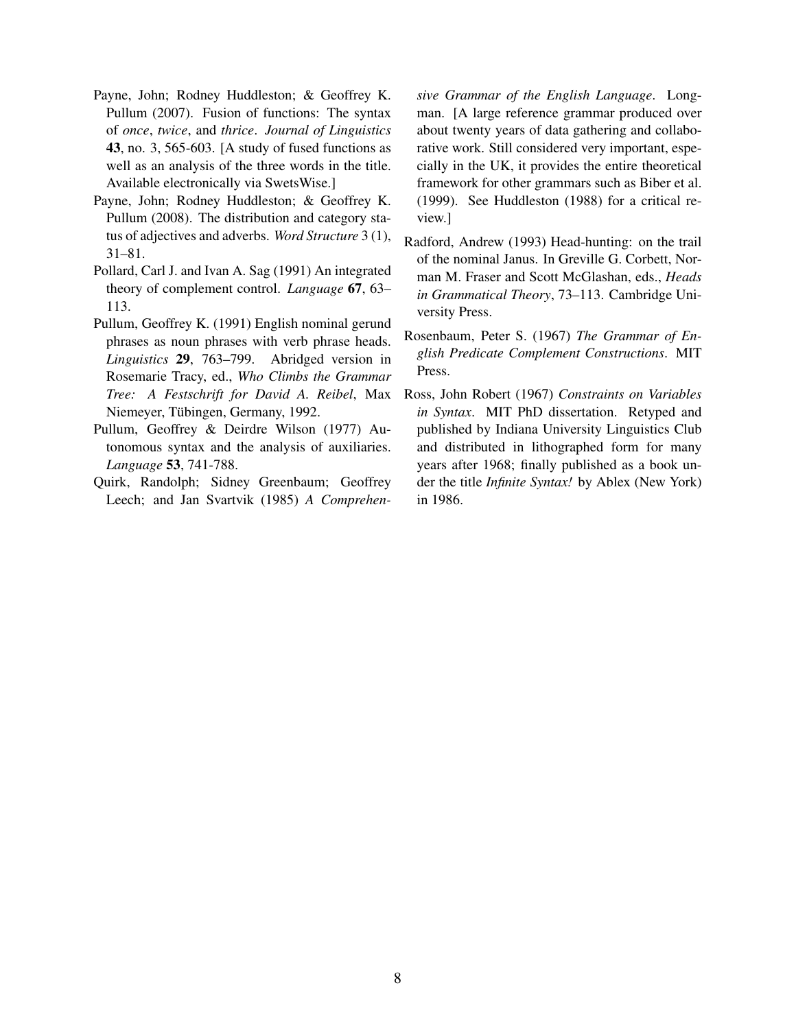Payne, John; Rodney Huddleston; & Geoffrey K. Pullum (2007). Fusion of functions: The syntax of *once*, *twice*, and *thrice*. *Journal of Linguistics* **43**, no. 3, 565-603. [A study of fused functions as well as an analysis of the three words in the title. Available electronically via SwetsWise.]

Payne, John; Rodney Huddleston; & Geoffrey K. Pullum (2008). The distribution and category status of adjectives and adverbs. *Word Structure* 3 (1), 31–81.

Pollard, Carl J. and Ivan A. Sag (1991) An integrated theory of complement control. *Language* **67**, 63–113.

Pullum, Geoffrey K. (1991) English nominal gerund phrases as noun phrases with verb phrase heads. *Linguistics* **29**, 763–799. Abridged version in Rosemarie Tracy, ed., *Who Climbs the Grammar Tree: A Festschrift for David A. Reibel*, Max Niemeyer, Tübingen, Germany, 1992.

Pullum, Geoffrey & Deirdre Wilson (1977) Autonomous syntax and the analysis of auxiliaries. *Language* **53**, 741-788.

Quirk, Randolph; Sidney Greenbaum; Geoffrey Leech; and Jan Svartvik (1985) *A Comprehensive Grammar of the English Language*. Longman. [A large reference grammar produced over about twenty years of data gathering and collaborative work. Still considered very important, especially in the UK, it provides the entire theoretical framework for other grammars such as Biber et al. (1999). See Huddleston (1988) for a critical review.]

Radford, Andrew (1993) Head-hunting: on the trail of the nominal Janus. In Greville G. Corbett, Norman M. Fraser and Scott McGlashan, eds., *Heads in Grammatical Theory*, 73–113. Cambridge University Press.

Rosenbaum, Peter S. (1967) *The Grammar of English Predicate Complement Constructions*. MIT Press.

Ross, John Robert (1967) *Constraints on Variables in Syntax*. MIT PhD dissertation. Retyped and published by Indiana University Linguistics Club and distributed in lithographed form for many years after 1968; finally published as a book under the title *Infinite Syntax!* by Ablex (New York) in 1986.